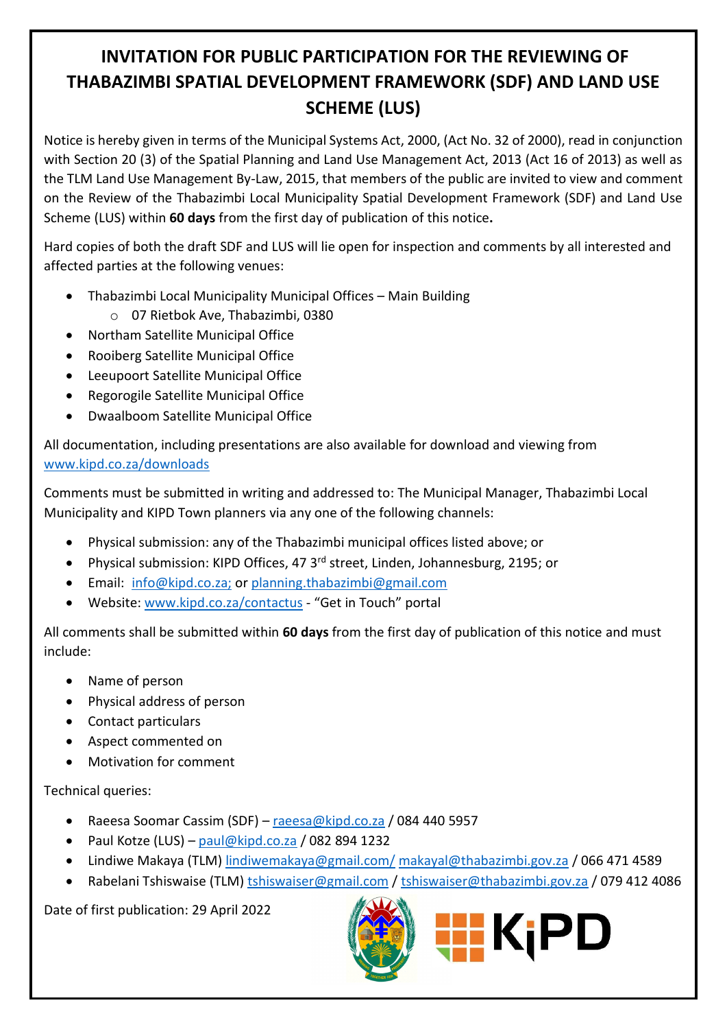# INVITATION FOR PUBLIC PARTICIPATION FOR THE REVIEWING OF THABAZIMBI SPATIAL DEVELOPMENT FRAMEWORK (SDF) AND LAND USE SCHEME (LUS)

Notice is hereby given in terms of the Municipal Systems Act, 2000, (Act No. 32 of 2000), read in conjunction with Section 20 (3) of the Spatial Planning and Land Use Management Act, 2013 (Act 16 of 2013) as well as the TLM Land Use Management By-Law, 2015, that members of the public are invited to view and comment on the Review of the Thabazimbi Local Municipality Spatial Development Framework (SDF) and Land Use Scheme (LUS) within **60 days** from the first day of publication of this notice**.**

Hard copies of both the draft SDF and LUS will lie open for inspection and comments by all interested and affected parties at the following venues:

- Thabazimbi Local Municipality Municipal Offices – Main Building
  - 07 Rietbok Ave, Thabazimbi, 0380
- Northam Satellite Municipal Office
- Rooiberg Satellite Municipal Office
- Leeupoort Satellite Municipal Office
- Regorogile Satellite Municipal Office
- Dwaalboom Satellite Municipal Office

All documentation, including presentations are also available for download and viewing from www.kipd.co.za/downloads

Comments must be submitted in writing and addressed to: The Municipal Manager, Thabazimbi Local Municipality and KIPD Town planners via any one of the following channels:

- Physical submission: any of the Thabazimbi municipal offices listed above; or
- Physical submission: KIPD Offices, 47 3rd street, Linden, Johannesburg, 2195; or
- Email: info@kipd.co.za; or planning.thabazimbi@gmail.com
- Website: www.kipd.co.za/contactus - "Get in Touch" portal

All comments shall be submitted within **60 days** from the first day of publication of this notice and must include:

- Name of person
- Physical address of person
- Contact particulars
- Aspect commented on
- Motivation for comment

Technical queries:

- Raeesa Soomar Cassim (SDF) – raeesa@kipd.co.za / 084 440 5957
- Paul Kotze (LUS) – paul@kipd.co.za / 082 894 1232
- Lindiwe Makaya (TLM) lindiwemakaya@gmail.com/ makayal@thabazimbi.gov.za / 066 471 4589
- Rabelani Tshiswaise (TLM) tshiswaiser@gmail.com / tshiswaiser@thabazimbi.gov.za / 079 412 4086

Date of first publication: 29 April 2022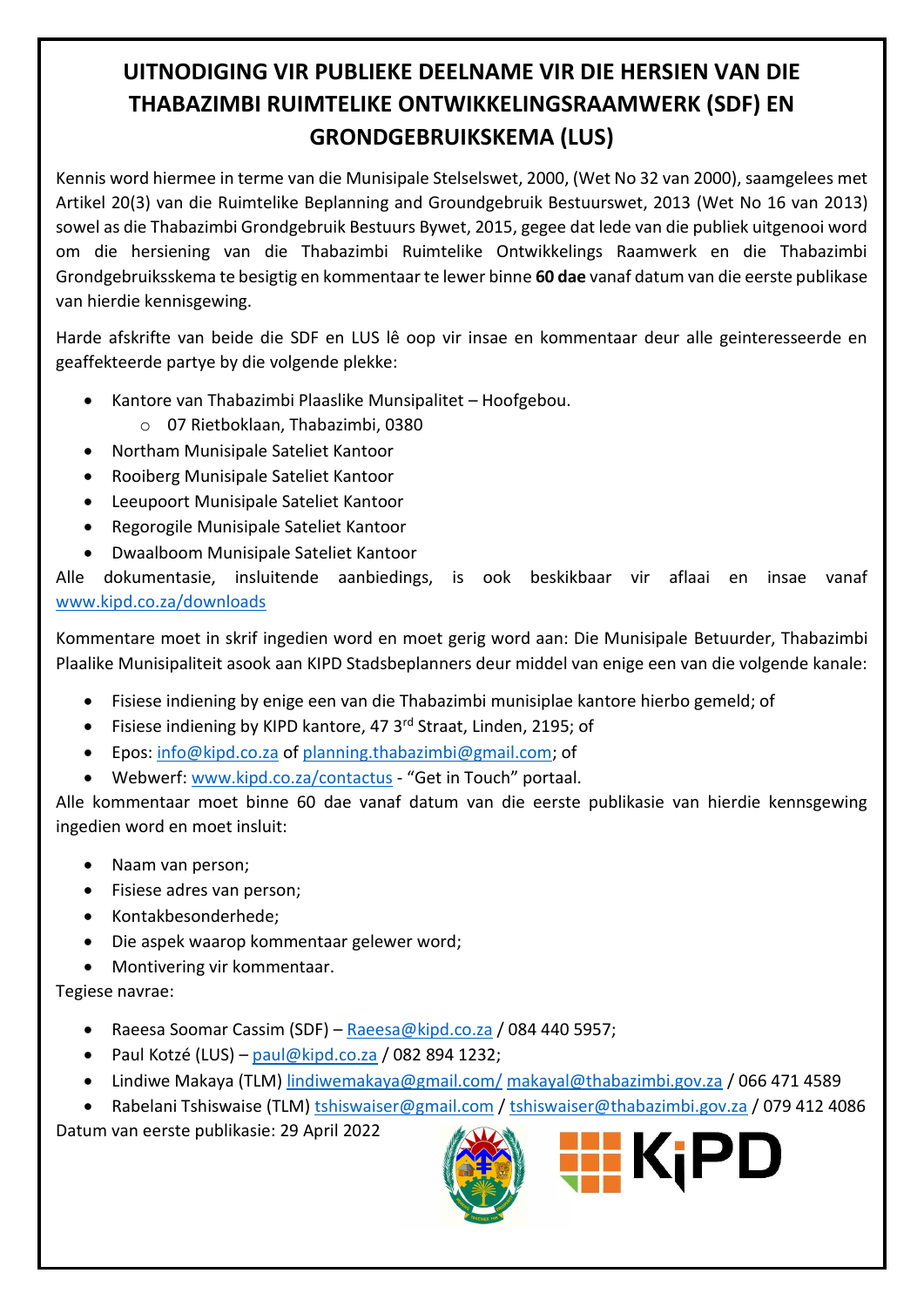# UITNODIGING VIR PUBLIEKE DEELNAME VIR DIE HERSIEN VAN DIE THABAZIMBI RUIMTELIKE ONTWIKKELINGSRAAMWERK (SDF) EN GRONDGEBRUIKSKEMA (LUS)

Kennis word hiermee in terme van die Munisipale Stelselswet, 2000, (Wet No 32 van 2000), saamgelees met Artikel 20(3) van die Ruimtelike Beplanning and Groundgebruik Bestuurswet, 2013 (Wet No 16 van 2013) sowel as die Thabazimbi Grondgebruik Bestuurs Bywet, 2015, gegee dat lede van die publiek uitgenooi word om die hersiening van die Thabazimbi Ruimtelike Ontwikkelings Raamwerk en die Thabazimbi Grondgebruiksskema te besigtig en kommentaar te lewer binne **60 dae** vanaf datum van die eerste publikase van hierdie kennisgewing.

Harde afskrifte van beide die SDF en LUS lê oop vir insae en kommentaar deur alle geinteresseerde en geaffekteerde partye by die volgende plekke:

- Kantore van Thabazimbi Plaaslike Munsipalitet – Hoofgebou.
  - 07 Rietboklaan, Thabazimbi, 0380
- Northam Munisipale Sateliet Kantoor
- Rooiberg Munisipale Sateliet Kantoor
- Leeupoort Munisipale Sateliet Kantoor
- Regorogile Munisipale Sateliet Kantoor
- Dwaalboom Munisipale Sateliet Kantoor

Alle dokumentasie, insluitende aanbiedings, is ook beskikbaar vir aflaai en insae vanaf www.kipd.co.za/downloads

Kommentare moet in skrif ingedien word en moet gerig word aan: Die Munisipale Betuurder, Thabazimbi Plaalike Munisipaliteit asook aan KIPD Stadsbeplanners deur middel van enige een van die volgende kanale:

- Fisiese indiening by enige een van die Thabazimbi munisiplae kantore hierbo gemeld; of
- Fisiese indiening by KIPD kantore, 47 3rd Straat, Linden, 2195; of
- Epos: info@kipd.co.za of planning.thabazimbi@gmail.com; of
- Webwerf: www.kipd.co.za/contactus - "Get in Touch" portaal.

Alle kommentaar moet binne 60 dae vanaf datum van die eerste publikasie van hierdie kennsgewing ingedien word en moet insluit:

- Naam van person;
- Fisiese adres van person;
- Kontakbesonderhede;
- Die aspek waarop kommentaar gelewer word;
- Montivering vir kommentaar.

Tegiese navrae:

- Raeesa Soomar Cassim (SDF) – Raeesa@kipd.co.za / 084 440 5957;
- Paul Kotzé (LUS) – paul@kipd.co.za / 082 894 1232;
- Lindiwe Makaya (TLM) lindiwemakaya@gmail.com/ makayal@thabazimbi.gov.za / 066 471 4589
- Rabelani Tshiswaise (TLM) tshiswaiser@gmail.com / tshiswaiser@thabazimbi.gov.za / 079 412 4086

Datum van eerste publikasie: 29 April 2022

KiPD